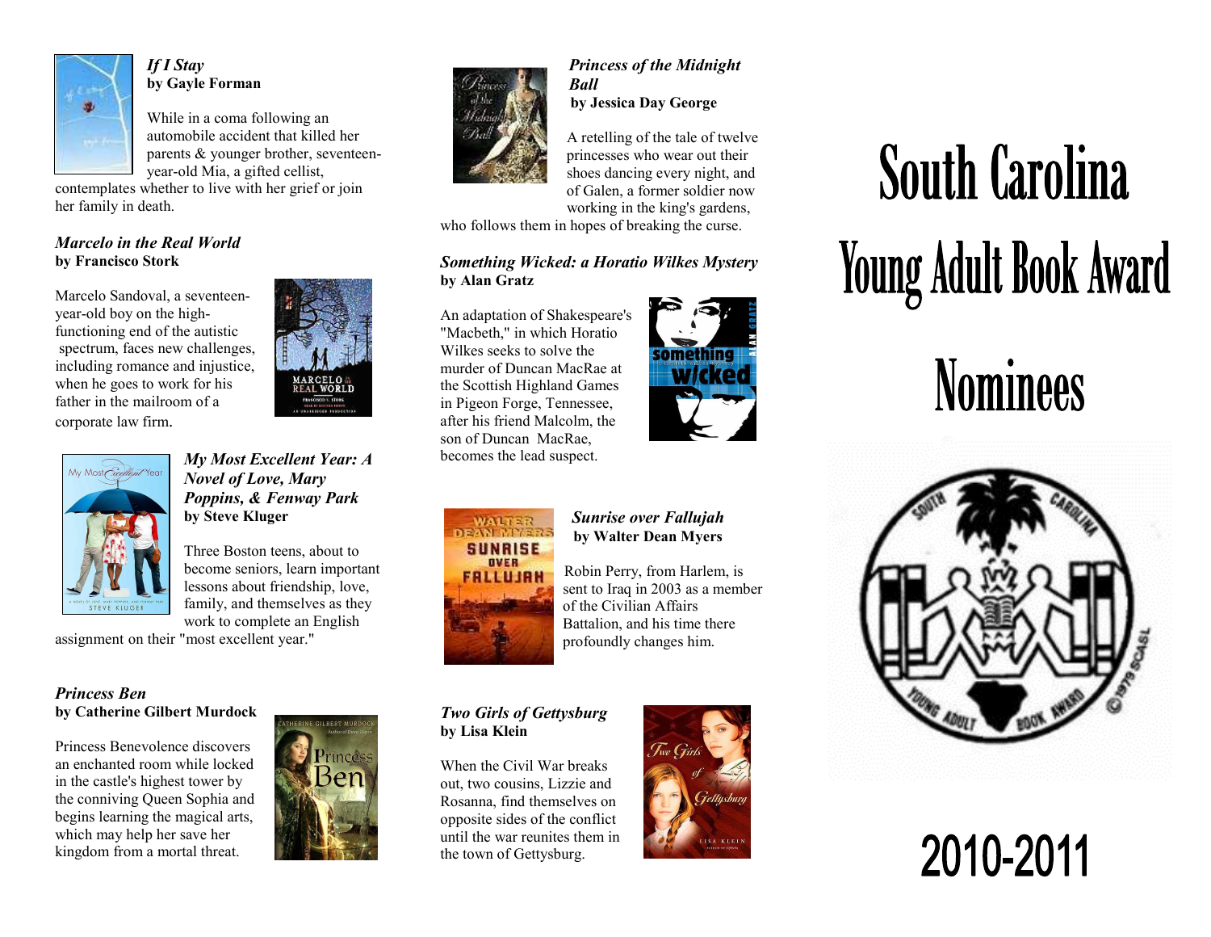# South Carolina Young Adult Book Award Nominees

# 2010-2011

***If I Stay***
**by Gayle Forman**

While in a coma following an automobile accident that killed her parents & younger brother, seventeen-year-old Mia, a gifted cellist, contemplates whether to live with her grief or join her family in death.

***Marcelo in the Real World***
**by Francisco Stork**

Marcelo Sandoval, a seventeen-year-old boy on the high-functioning end of the autistic spectrum, faces new challenges, including romance and injustice, when he goes to work for his father in the mailroom of a corporate law firm.

***My Most Excellent Year: A Novel of Love, Mary Poppins, & Fenway Park***
**by Steve Kluger**

Three Boston teens, about to become seniors, learn important lessons about friendship, love, family, and themselves as they work to complete an English assignment on their "most excellent year."

***Princess Ben***
**by Catherine Gilbert Murdock**

Princess Benevolence discovers an enchanted room while locked in the castle's highest tower by the conniving Queen Sophia and begins learning the magical arts, which may help her save her kingdom from a mortal threat.

***Princess of the Midnight Ball***
**by Jessica Day George**

A retelling of the tale of twelve princesses who wear out their shoes dancing every night, and of Galen, a former soldier now working in the king's gardens, who follows them in hopes of breaking the curse.

***Something Wicked: a Horatio Wilkes Mystery***
**by Alan Gratz**

An adaptation of Shakespeare's "Macbeth," in which Horatio Wilkes seeks to solve the murder of Duncan MacRae at the Scottish Highland Games in Pigeon Forge, Tennessee, after his friend Malcolm, the son of Duncan MacRae, becomes the lead suspect.

***Sunrise over Fallujah***
**by Walter Dean Myers**

Robin Perry, from Harlem, is sent to Iraq in 2003 as a member of the Civilian Affairs Battalion, and his time there profoundly changes him.

***Two Girls of Gettysburg***
**by Lisa Klein**

When the Civil War breaks out, two cousins, Lizzie and Rosanna, find themselves on opposite sides of the conflict until the war reunites them in the town of Gettysburg.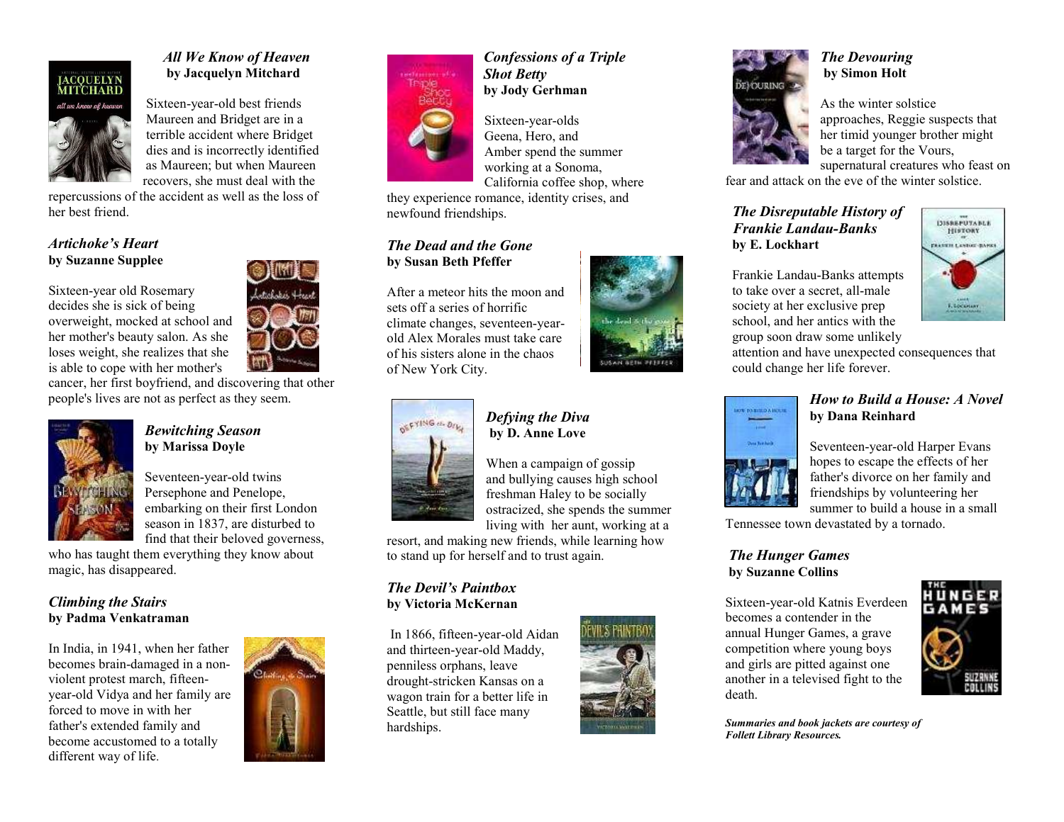### *All We Know of Heaven*
**by Jacquelyn Mitchard**

Sixteen-year-old best friends Maureen and Bridget are in a terrible accident where Bridget dies and is incorrectly identified as Maureen; but when Maureen recovers, she must deal with the repercussions of the accident as well as the loss of her best friend.

### *Artichoke's Heart*
**by Suzanne Supplee**

Sixteen-year old Rosemary decides she is sick of being overweight, mocked at school and her mother's beauty salon. As she loses weight, she realizes that she is able to cope with her mother's cancer, her first boyfriend, and discovering that other people's lives are not as perfect as they seem.

### *Bewitching Season*
**by Marissa Doyle**

Seventeen-year-old twins Persephone and Penelope, embarking on their first London season in 1837, are disturbed to find that their beloved governess, who has taught them everything they know about magic, has disappeared.

### *Climbing the Stairs*
**by Padma Venkatraman**

In India, in 1941, when her father becomes brain-damaged in a non-violent protest march, fifteen-year-old Vidya and her family are forced to move in with her father's extended family and become accustomed to a totally different way of life.

### *Confessions of a Triple Shot Betty*
**by Jody Gerhman**

Sixteen-year-olds Geena, Hero, and Amber spend the summer working at a Sonoma, California coffee shop, where they experience romance, identity crises, and newfound friendships.

### *The Dead and the Gone*
**by Susan Beth Pfeffer**

After a meteor hits the moon and sets off a series of horrific climate changes, seventeen-year-old Alex Morales must take care of his sisters alone in the chaos of New York City.

### *Defying the Diva*
**by D. Anne Love**

When a campaign of gossip and bullying causes high school freshman Haley to be socially ostracized, she spends the summer living with her aunt, working at a resort, and making new friends, while learning how to stand up for herself and to trust again.

### *The Devil's Paintbox*
**by Victoria McKernan**

In 1866, fifteen-year-old Aidan and thirteen-year-old Maddy, penniless orphans, leave drought-stricken Kansas on a wagon train for a better life in Seattle, but still face many hardships.

### *The Devouring*
**by Simon Holt**

As the winter solstice approaches, Reggie suspects that her timid younger brother might be a target for the Vours, supernatural creatures who feast on fear and attack on the eve of the winter solstice.

### *The Disreputable History of Frankie Landau-Banks*
**by E. Lockhart**

Frankie Landau-Banks attempts to take over a secret, all-male society at her exclusive prep school, and her antics with the group soon draw some unlikely attention and have unexpected consequences that could change her life forever.

### *How to Build a House: A Novel*
**by Dana Reinhard**

Seventeen-year-old Harper Evans hopes to escape the effects of her father's divorce on her family and friendships by volunteering her summer to build a house in a small Tennessee town devastated by a tornado.

### *The Hunger Games*
**by Suzanne Collins**

Sixteen-year-old Katnis Everdeen becomes a contender in the annual Hunger Games, a grave competition where young boys and girls are pitted against one another in a televised fight to the death.

***Summaries and book jackets are courtesy of Follett Library Resources.***